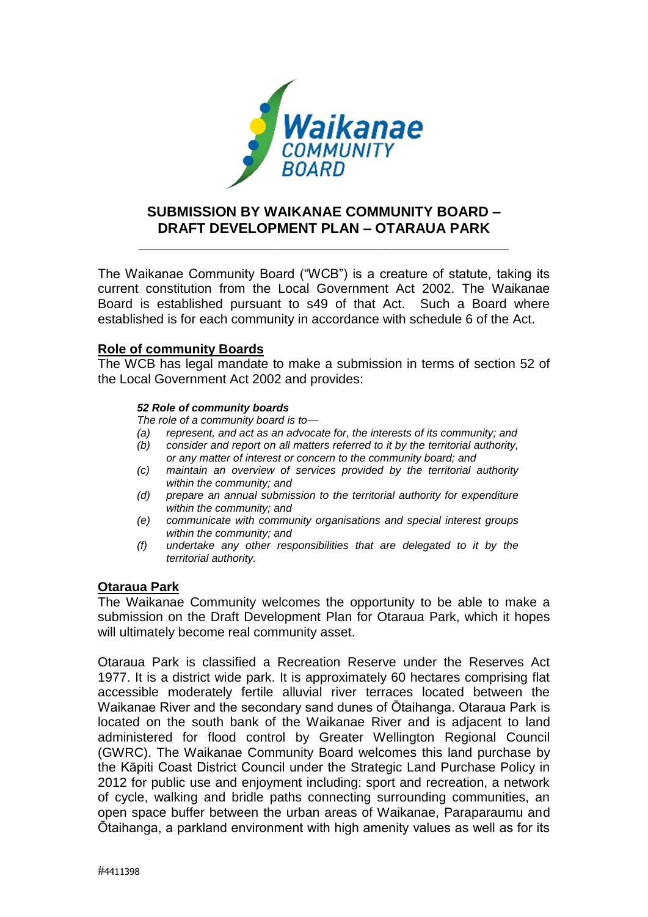# SUBMISSION BY WAIKANAE COMMUNITY BOARD – DRAFT DEVELOPMENT PLAN – OTARAUA PARK

The Waikanae Community Board ("WCB") is a creature of statute, taking its current constitution from the Local Government Act 2002. The Waikanae Board is established pursuant to s49 of that Act. Such a Board where established is for each community in accordance with schedule 6 of the Act.

## Role of community Boards

The WCB has legal mandate to make a submission in terms of section 52 of the Local Government Act 2002 and provides:

> ***52 Role of community boards***
>
> *The role of a community board is to—*
>
> *(a) represent, and act as an advocate for, the interests of its community; and*
>
> *(b) consider and report on all matters referred to it by the territorial authority, or any matter of interest or concern to the community board; and*
>
> *(c) maintain an overview of services provided by the territorial authority within the community; and*
>
> *(d) prepare an annual submission to the territorial authority for expenditure within the community; and*
>
> *(e) communicate with community organisations and special interest groups within the community; and*
>
> *(f) undertake any other responsibilities that are delegated to it by the territorial authority.*

## Otaraua Park

The Waikanae Community welcomes the opportunity to be able to make a submission on the Draft Development Plan for Otaraua Park, which it hopes will ultimately become real community asset.

Otaraua Park is classified a Recreation Reserve under the Reserves Act 1977. It is a district wide park. It is approximately 60 hectares comprising flat accessible moderately fertile alluvial river terraces located between the Waikanae River and the secondary sand dunes of Ōtaihanga. Otaraua Park is located on the south bank of the Waikanae River and is adjacent to land administered for flood control by Greater Wellington Regional Council (GWRC). The Waikanae Community Board welcomes this land purchase by the Kāpiti Coast District Council under the Strategic Land Purchase Policy in 2012 for public use and enjoyment including: sport and recreation, a network of cycle, walking and bridle paths connecting surrounding communities, an open space buffer between the urban areas of Waikanae, Paraparaumu and Ōtaihanga, a parkland environment with high amenity values as well as for its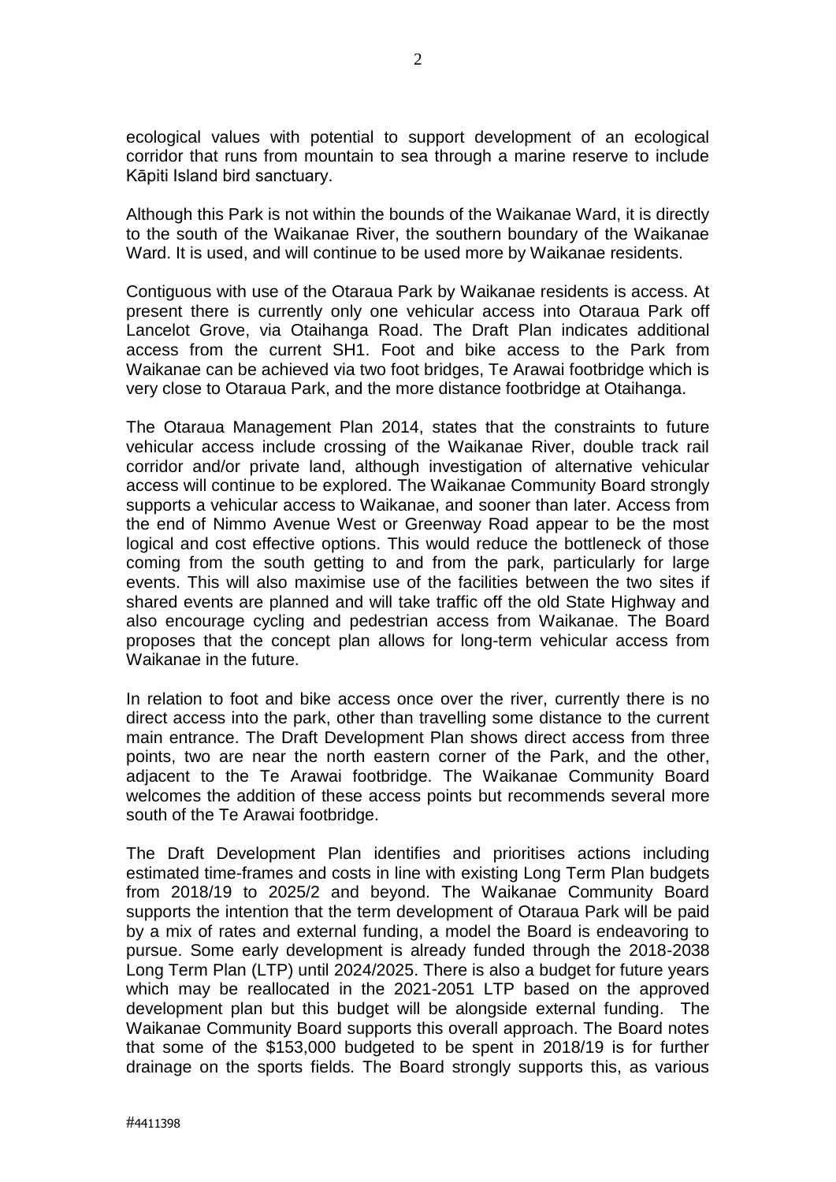ecological values with potential to support development of an ecological corridor that runs from mountain to sea through a marine reserve to include Kāpiti Island bird sanctuary.

Although this Park is not within the bounds of the Waikanae Ward, it is directly to the south of the Waikanae River, the southern boundary of the Waikanae Ward. It is used, and will continue to be used more by Waikanae residents.

Contiguous with use of the Otaraua Park by Waikanae residents is access. At present there is currently only one vehicular access into Otaraua Park off Lancelot Grove, via Otaihanga Road. The Draft Plan indicates additional access from the current SH1. Foot and bike access to the Park from Waikanae can be achieved via two foot bridges, Te Arawai footbridge which is very close to Otaraua Park, and the more distance footbridge at Otaihanga.

The Otaraua Management Plan 2014, states that the constraints to future vehicular access include crossing of the Waikanae River, double track rail corridor and/or private land, although investigation of alternative vehicular access will continue to be explored. The Waikanae Community Board strongly supports a vehicular access to Waikanae, and sooner than later. Access from the end of Nimmo Avenue West or Greenway Road appear to be the most logical and cost effective options. This would reduce the bottleneck of those coming from the south getting to and from the park, particularly for large events. This will also maximise use of the facilities between the two sites if shared events are planned and will take traffic off the old State Highway and also encourage cycling and pedestrian access from Waikanae. The Board proposes that the concept plan allows for long-term vehicular access from Waikanae in the future.

In relation to foot and bike access once over the river, currently there is no direct access into the park, other than travelling some distance to the current main entrance. The Draft Development Plan shows direct access from three points, two are near the north eastern corner of the Park, and the other, adjacent to the Te Arawai footbridge. The Waikanae Community Board welcomes the addition of these access points but recommends several more south of the Te Arawai footbridge.

The Draft Development Plan identifies and prioritises actions including estimated time-frames and costs in line with existing Long Term Plan budgets from 2018/19 to 2025/2 and beyond. The Waikanae Community Board supports the intention that the term development of Otaraua Park will be paid by a mix of rates and external funding, a model the Board is endeavoring to pursue. Some early development is already funded through the 2018-2038 Long Term Plan (LTP) until 2024/2025. There is also a budget for future years which may be reallocated in the 2021-2051 LTP based on the approved development plan but this budget will be alongside external funding. The Waikanae Community Board supports this overall approach. The Board notes that some of the $153,000 budgeted to be spent in 2018/19 is for further drainage on the sports fields. The Board strongly supports this, as various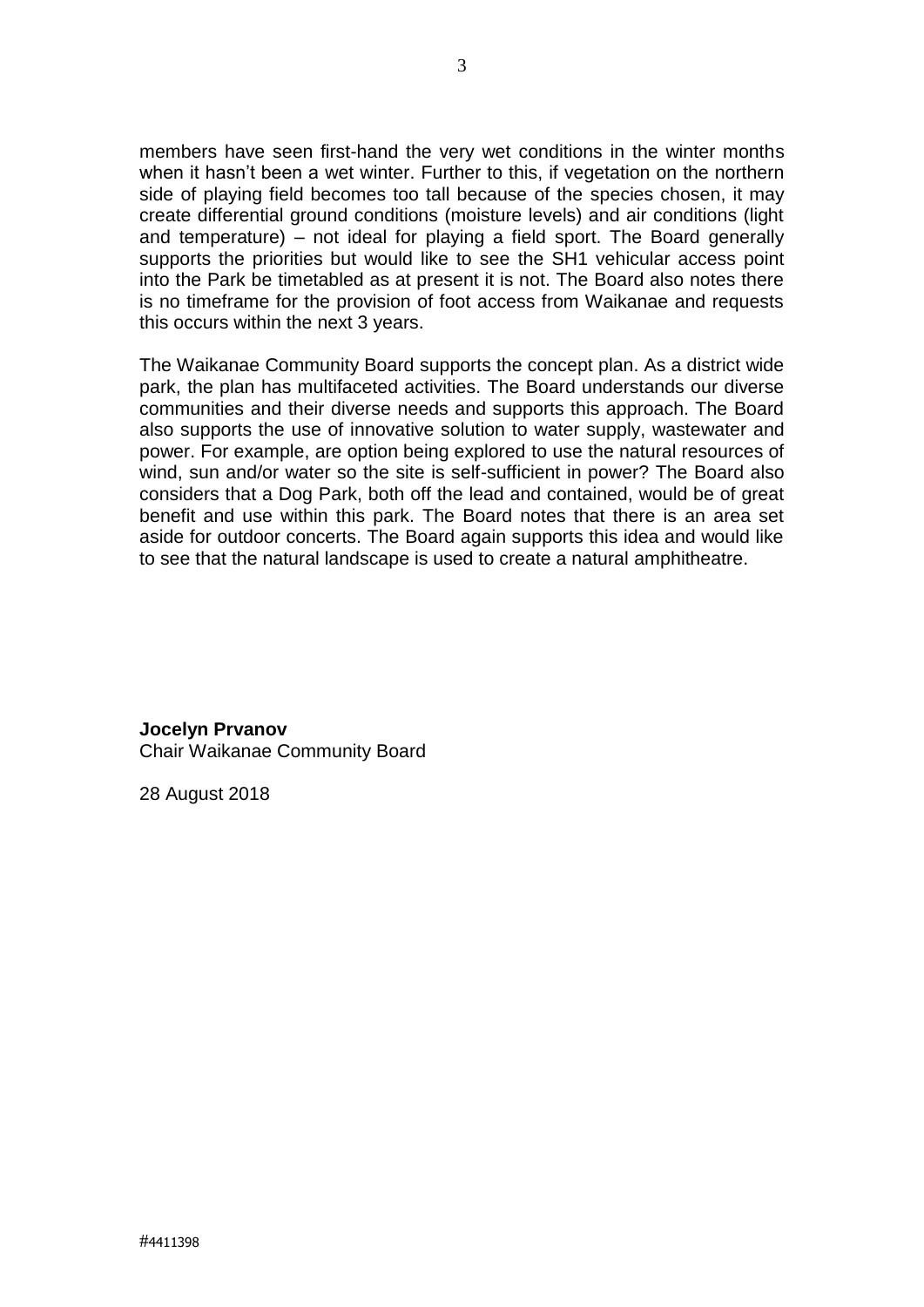members have seen first-hand the very wet conditions in the winter months when it hasn't been a wet winter. Further to this, if vegetation on the northern side of playing field becomes too tall because of the species chosen, it may create differential ground conditions (moisture levels) and air conditions (light and temperature) – not ideal for playing a field sport. The Board generally supports the priorities but would like to see the SH1 vehicular access point into the Park be timetabled as at present it is not. The Board also notes there is no timeframe for the provision of foot access from Waikanae and requests this occurs within the next 3 years.

The Waikanae Community Board supports the concept plan. As a district wide park, the plan has multifaceted activities. The Board understands our diverse communities and their diverse needs and supports this approach. The Board also supports the use of innovative solution to water supply, wastewater and power. For example, are option being explored to use the natural resources of wind, sun and/or water so the site is self-sufficient in power? The Board also considers that a Dog Park, both off the lead and contained, would be of great benefit and use within this park. The Board notes that there is an area set aside for outdoor concerts. The Board again supports this idea and would like to see that the natural landscape is used to create a natural amphitheatre.

**Jocelyn Prvanov**
Chair Waikanae Community Board

28 August 2018

#4411398